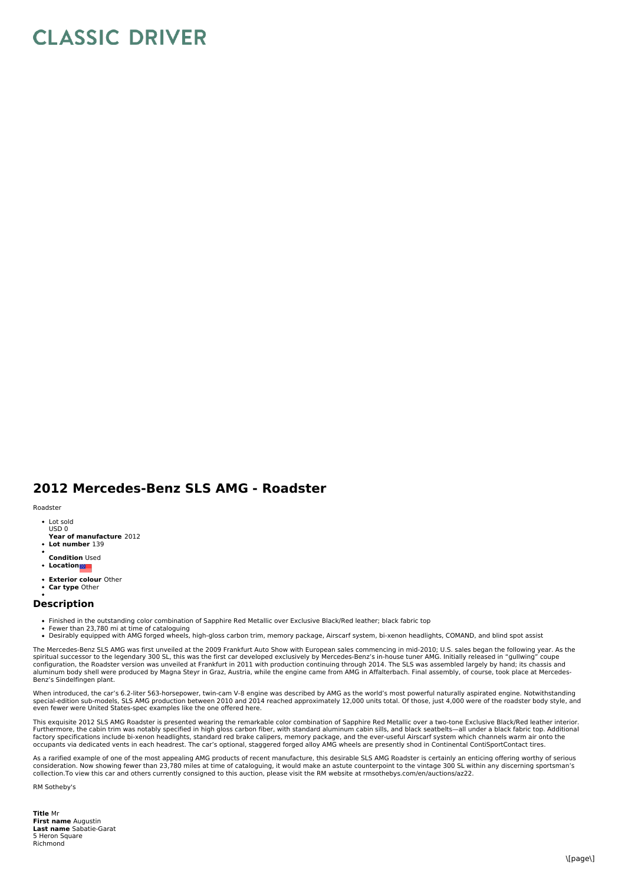# CLASSIC DRIVER

## 2012 Mercedes-Benz SLS AMG - Roadster

Roadster

- Lot sold
  USD 0
  **Year of manufacture** 2012
- **Lot number** 139
- 
  **Condition** Used
- **Location**
- **Exterior colour** Other
- **Car type** Other
- 

### Description

- Finished in the outstanding color combination of Sapphire Red Metallic over Exclusive Black/Red leather; black fabric top
- Fewer than 23,780 mi at time of cataloguing
- Desirably equipped with AMG forged wheels, high-gloss carbon trim, memory package, Airscarf system, bi-xenon headlights, COMAND, and blind spot assist

The Mercedes-Benz SLS AMG was first unveiled at the 2009 Frankfurt Auto Show with European sales commencing in mid-2010; U.S. sales began the following year. As the spiritual successor to the legendary 300 SL, this was the first car developed exclusively by Mercedes-Benz's in-house tuner AMG. Initially released in "gullwing" coupe configuration, the Roadster version was unveiled at Frankfurt in 2011 with production continuing through 2014. The SLS was assembled largely by hand; its chassis and aluminum body shell were produced by Magna Steyr in Graz, Austria, while the engine came from AMG in Affalterbach. Final assembly, of course, took place at Mercedes-Benz's Sindelfingen plant.

When introduced, the car's 6.2-liter 563-horsepower, twin-cam V-8 engine was described by AMG as the world's most powerful naturally aspirated engine. Notwithstanding special-edition sub-models, SLS AMG production between 2010 and 2014 reached approximately 12,000 units total. Of those, just 4,000 were of the roadster body style, and even fewer were United States-spec examples like the one offered here.

This exquisite 2012 SLS AMG Roadster is presented wearing the remarkable color combination of Sapphire Red Metallic over a two-tone Exclusive Black/Red leather interior. Furthermore, the cabin trim was notably specified in high gloss carbon fiber, with standard aluminum cabin sills, and black seatbelts—all under a black fabric top. Additional factory specifications include bi-xenon headlights, standard red brake calipers, memory package, and the ever-useful Airscarf system which channels warm air onto the occupants via dedicated vents in each headrest. The car's optional, staggered forged alloy AMG wheels are presently shod in Continental ContiSportContact tires.

As a rarified example of one of the most appealing AMG products of recent manufacture, this desirable SLS AMG Roadster is certainly an enticing offering worthy of serious consideration. Now showing fewer than 23,780 miles at time of cataloguing, it would make an astute counterpoint to the vintage 300 SL within any discerning sportsman's collection.To view this car and others currently consigned to this auction, please visit the RM website at rmsothebys.com/en/auctions/az22.

RM Sotheby's

**Title** Mr
**First name** Augustin
**Last name** Sabatie-Garat
5 Heron Square
Richmond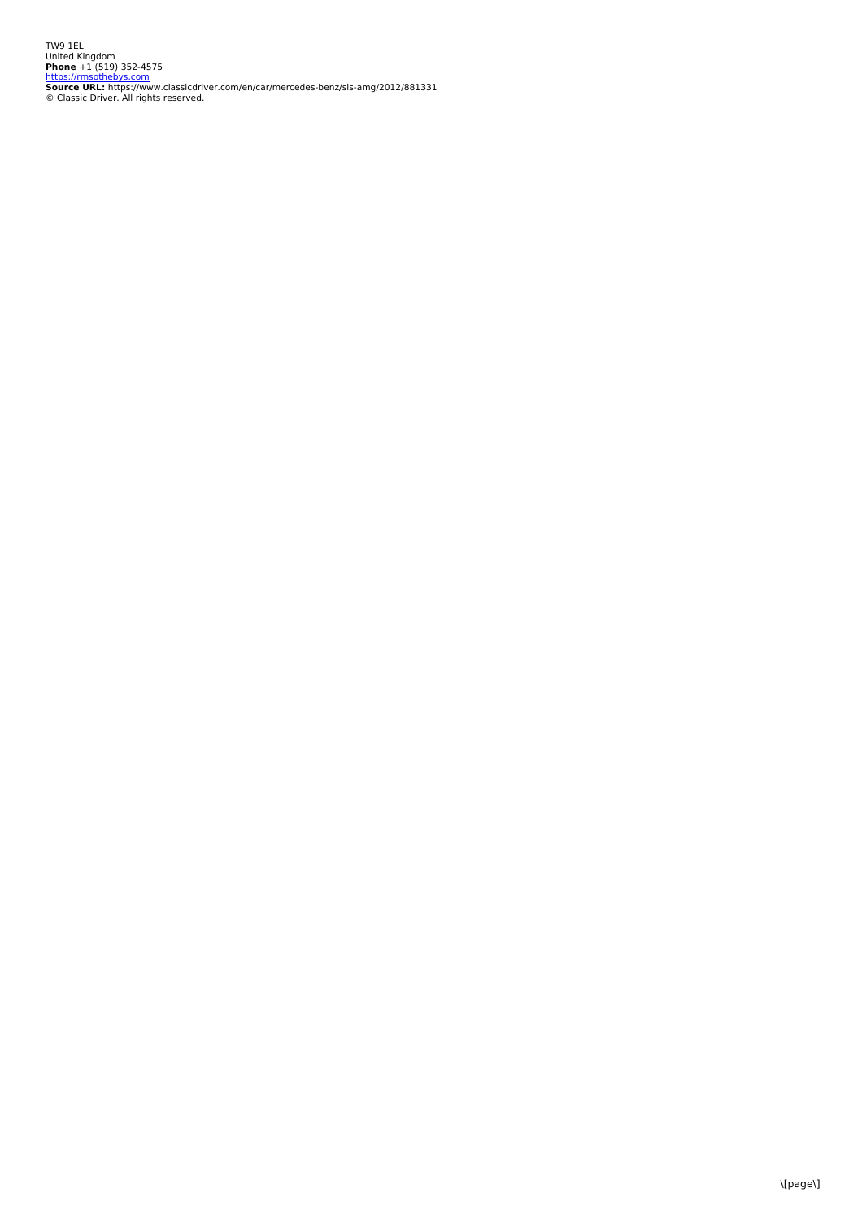TW9 1EL
United Kingdom
**Phone** +1 (519) 352-4575
[https://rmsothebys.com](https://rmsothebys.com)
**Source URL:** https://www.classicdriver.com/en/car/mercedes-benz/sls-amg/2012/881331
© Classic Driver. All rights reserved.